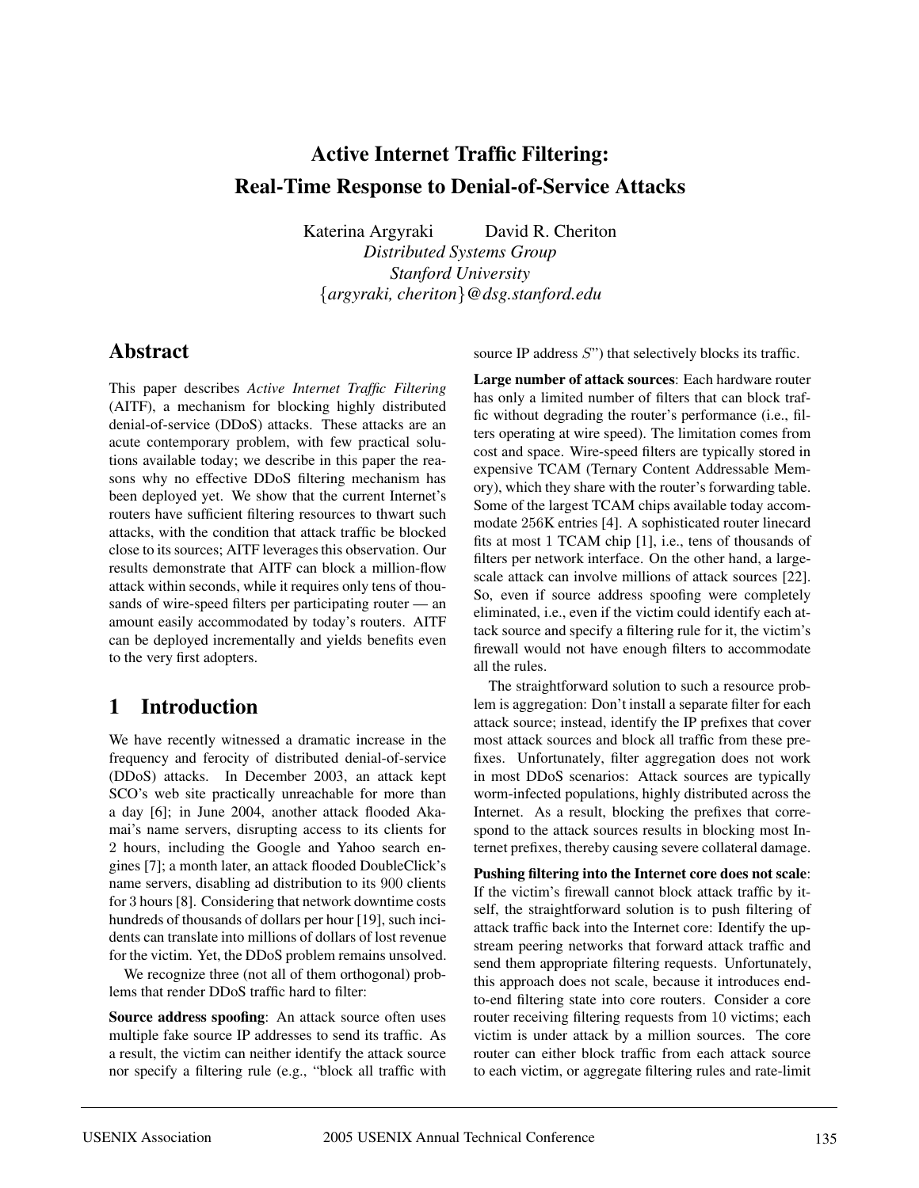# Active Internet Traffic Filtering: Real-Time Response to Denial-of-Service Attacks

Katerina Argyraki David R. Cheriton
*Distributed Systems Group*
*Stanford University*
{*argyraki, cheriton*}*@dsg.stanford.edu*

## Abstract

This paper describes *Active Internet Traffic Filtering* (AITF), a mechanism for blocking highly distributed denial-of-service (DDoS) attacks. These attacks are an acute contemporary problem, with few practical solutions available today; we describe in this paper the reasons why no effective DDoS filtering mechanism has been deployed yet. We show that the current Internet's routers have sufficient filtering resources to thwart such attacks, with the condition that attack traffic be blocked close to its sources; AITF leverages this observation. Our results demonstrate that AITF can block a million-flow attack within seconds, while it requires only tens of thousands of wire-speed filters per participating router — an amount easily accommodated by today's routers. AITF can be deployed incrementally and yields benefits even to the very first adopters.

## 1 Introduction

We have recently witnessed a dramatic increase in the frequency and ferocity of distributed denial-of-service (DDoS) attacks. In December 2003, an attack kept SCO's web site practically unreachable for more than a day [6]; in June 2004, another attack flooded Akamai's name servers, disrupting access to its clients for 2 hours, including the Google and Yahoo search engines [7]; a month later, an attack flooded DoubleClick's name servers, disabling ad distribution to its 900 clients for 3 hours [8]. Considering that network downtime costs hundreds of thousands of dollars per hour [19], such incidents can translate into millions of dollars of lost revenue for the victim. Yet, the DDoS problem remains unsolved.

We recognize three (not all of them orthogonal) problems that render DDoS traffic hard to filter:

**Source address spoofing**: An attack source often uses multiple fake source IP addresses to send its traffic. As a result, the victim can neither identify the attack source nor specify a filtering rule (e.g., "block all traffic with source IP address $S$") that selectively blocks its traffic.

**Large number of attack sources**: Each hardware router has only a limited number of filters that can block traffic without degrading the router's performance (i.e., filters operating at wire speed). The limitation comes from cost and space. Wire-speed filters are typically stored in expensive TCAM (Ternary Content Addressable Memory), which they share with the router's forwarding table. Some of the largest TCAM chips available today accommodate 256K entries [4]. A sophisticated router linecard fits at most 1 TCAM chip [1], i.e., tens of thousands of filters per network interface. On the other hand, a large-scale attack can involve millions of attack sources [22]. So, even if source address spoofing were completely eliminated, i.e., even if the victim could identify each attack source and specify a filtering rule for it, the victim's firewall would not have enough filters to accommodate all the rules.

The straightforward solution to such a resource problem is aggregation: Don't install a separate filter for each attack source; instead, identify the IP prefixes that cover most attack sources and block all traffic from these prefixes. Unfortunately, filter aggregation does not work in most DDoS scenarios: Attack sources are typically worm-infected populations, highly distributed across the Internet. As a result, blocking the prefixes that correspond to the attack sources results in blocking most Internet prefixes, thereby causing severe collateral damage.

**Pushing filtering into the Internet core does not scale**: If the victim's firewall cannot block attack traffic by itself, the straightforward solution is to push filtering of attack traffic back into the Internet core: Identify the upstream peering networks that forward attack traffic and send them appropriate filtering requests. Unfortunately, this approach does not scale, because it introduces end-to-end filtering state into core routers. Consider a core router receiving filtering requests from 10 victims; each victim is under attack by a million sources. The core router can either block traffic from each attack source to each victim, or aggregate filtering rules and rate-limit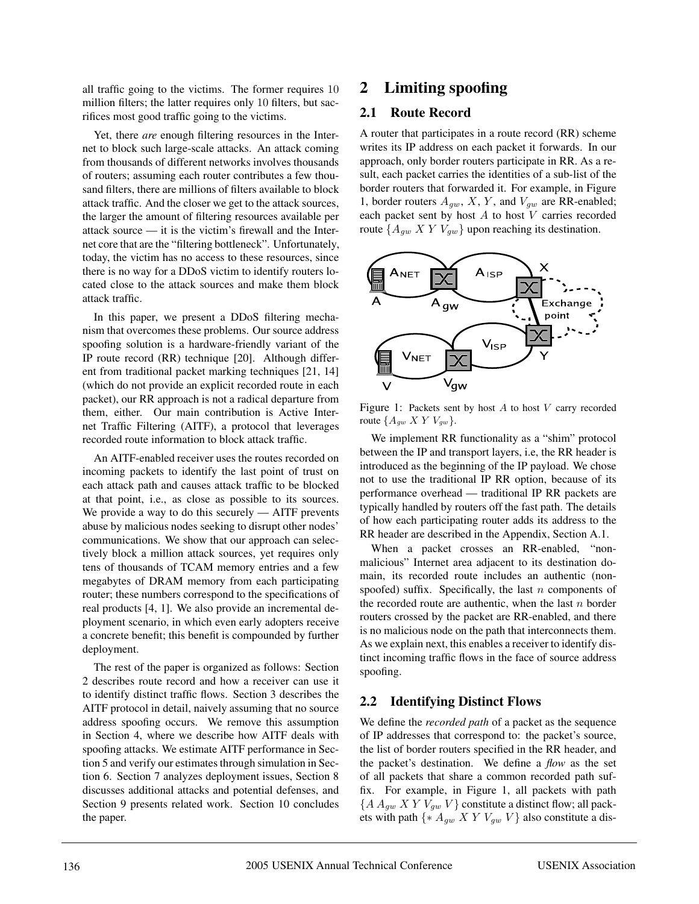all traffic going to the victims. The former requires 10 million filters; the latter requires only 10 filters, but sacrifices most good traffic going to the victims.

Yet, there *are* enough filtering resources in the Internet to block such large-scale attacks. An attack coming from thousands of different networks involves thousands of routers; assuming each router contributes a few thousand filters, there are millions of filters available to block attack traffic. And the closer we get to the attack sources, the larger the amount of filtering resources available per attack source — it is the victim's firewall and the Internet core that are the "filtering bottleneck". Unfortunately, today, the victim has no access to these resources, since there is no way for a DDoS victim to identify routers located close to the attack sources and make them block attack traffic.

In this paper, we present a DDoS filtering mechanism that overcomes these problems. Our source address spoofing solution is a hardware-friendly variant of the IP route record (RR) technique [20]. Although different from traditional packet marking techniques [21, 14] (which do not provide an explicit recorded route in each packet), our RR approach is not a radical departure from them, either. Our main contribution is Active Internet Traffic Filtering (AITF), a protocol that leverages recorded route information to block attack traffic.

An AITF-enabled receiver uses the routes recorded on incoming packets to identify the last point of trust on each attack path and causes attack traffic to be blocked at that point, i.e., as close as possible to its sources. We provide a way to do this securely — AITF prevents abuse by malicious nodes seeking to disrupt other nodes' communications. We show that our approach can selectively block a million attack sources, yet requires only tens of thousands of TCAM memory entries and a few megabytes of DRAM memory from each participating router; these numbers correspond to the specifications of real products [4, 1]. We also provide an incremental deployment scenario, in which even early adopters receive a concrete benefit; this benefit is compounded by further deployment.

The rest of the paper is organized as follows: Section 2 describes route record and how a receiver can use it to identify distinct traffic flows. Section 3 describes the AITF protocol in detail, naively assuming that no source address spoofing occurs. We remove this assumption in Section 4, where we describe how AITF deals with spoofing attacks. We estimate AITF performance in Section 5 and verify our estimates through simulation in Section 6. Section 7 analyzes deployment issues, Section 8 discusses additional attacks and potential defenses, and Section 9 presents related work. Section 10 concludes the paper.

# 2 Limiting spoofing

## 2.1 Route Record

A router that participates in a route record (RR) scheme writes its IP address on each packet it forwards. In our approach, only border routers participate in RR. As a result, each packet carries the identities of a sub-list of the border routers that forwarded it. For example, in Figure 1, border routers $A_{gw}$, $X$, $Y$, and $V_{gw}$ are RR-enabled; each packet sent by host $A$ to host $V$ carries recorded route $\{A_{gw}\ X\ Y\ V_{gw}\}$ upon reaching its destination.

Figure 1: Packets sent by host $A$ to host $V$ carry recorded route $\{A_{gw}\ X\ Y\ V_{gw}\}$.

We implement RR functionality as a "shim" protocol between the IP and transport layers, i.e, the RR header is introduced as the beginning of the IP payload. We chose not to use the traditional IP RR option, because of its performance overhead — traditional IP RR packets are typically handled by routers off the fast path. The details of how each participating router adds its address to the RR header are described in the Appendix, Section A.1.

When a packet crosses an RR-enabled, "non-malicious" Internet area adjacent to its destination domain, its recorded route includes an authentic (non-spoofed) suffix. Specifically, the last $n$ components of the recorded route are authentic, when the last $n$ border routers crossed by the packet are RR-enabled, and there is no malicious node on the path that interconnects them. As we explain next, this enables a receiver to identify distinct incoming traffic flows in the face of source address spoofing.

## 2.2 Identifying Distinct Flows

We define the *recorded path* of a packet as the sequence of IP addresses that correspond to: the packet's source, the list of border routers specified in the RR header, and the packet's destination. We define a *flow* as the set of all packets that share a common recorded path suffix. For example, in Figure 1, all packets with path $\{A\ A_{gw}\ X\ Y\ V_{gw}\ V\}$ constitute a distinct flow; all packets with path $\{*\ A_{gw}\ X\ Y\ V_{gw}\ V\}$ also constitute a dis-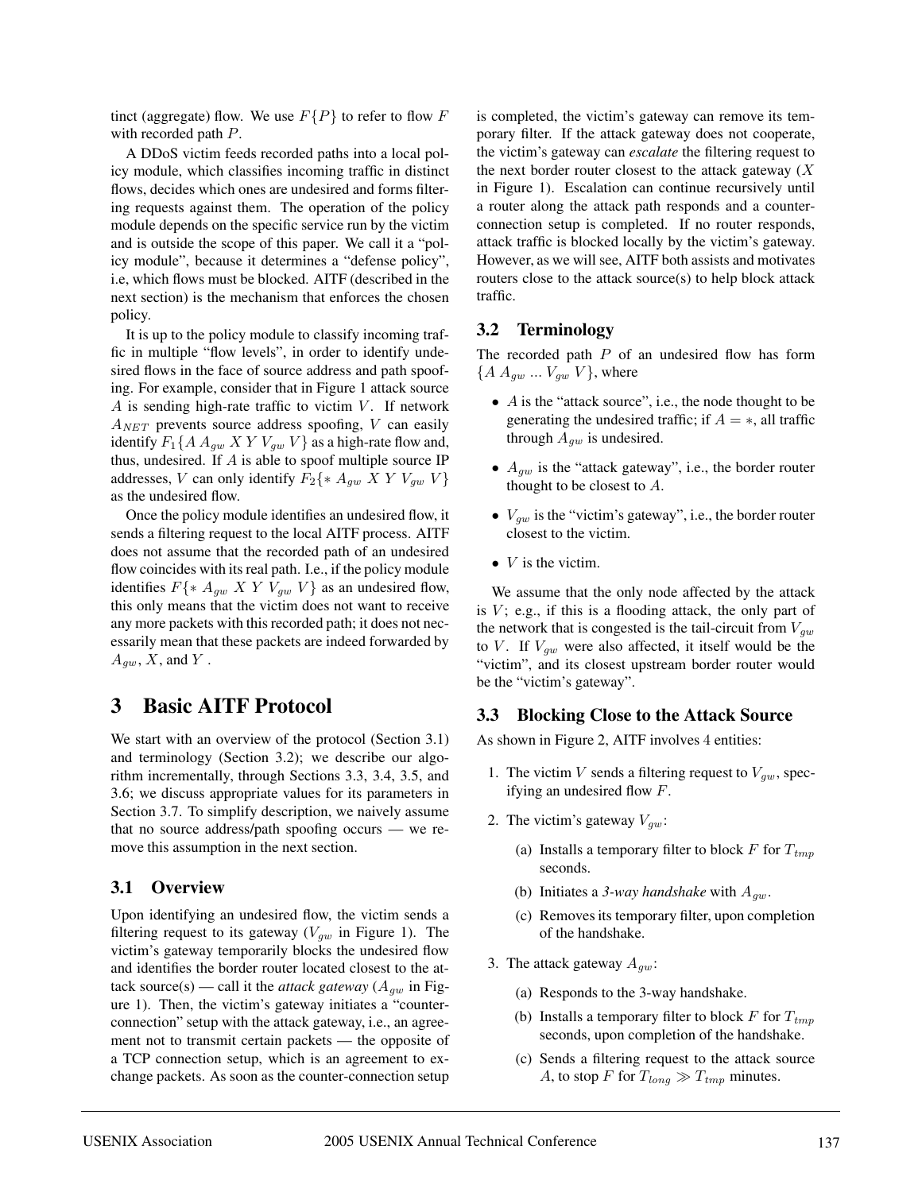tinct (aggregate) flow. We use $F\{P\}$ to refer to flow $F$ with recorded path $P$.

A DDoS victim feeds recorded paths into a local policy module, which classifies incoming traffic in distinct flows, decides which ones are undesired and forms filtering requests against them. The operation of the policy module depends on the specific service run by the victim and is outside the scope of this paper. We call it a "policy module", because it determines a "defense policy", i.e, which flows must be blocked. AITF (described in the next section) is the mechanism that enforces the chosen policy.

It is up to the policy module to classify incoming traffic in multiple "flow levels", in order to identify undesired flows in the face of source address and path spoofing. For example, consider that in Figure 1 attack source $A$ is sending high-rate traffic to victim $V$. If network $A_{NET}$ prevents source address spoofing, $V$ can easily identify $F_1\{A\ A_{gw}\ X\ Y\ V_{gw}\ V\}$ as a high-rate flow and, thus, undesired. If $A$ is able to spoof multiple source IP addresses, $V$ can only identify $F_2\{*\ A_{gw}\ X\ Y\ V_{gw}\ V\}$ as the undesired flow.

Once the policy module identifies an undesired flow, it sends a filtering request to the local AITF process. AITF does not assume that the recorded path of an undesired flow coincides with its real path. I.e., if the policy module identifies $F\{*\ A_{gw}\ X\ Y\ V_{gw}\ V\}$ as an undesired flow, this only means that the victim does not want to receive any more packets with this recorded path; it does not necessarily mean that these packets are indeed forwarded by $A_{gw}$, $X$, and $Y$.

# 3 Basic AITF Protocol

We start with an overview of the protocol (Section 3.1) and terminology (Section 3.2); we describe our algorithm incrementally, through Sections 3.3, 3.4, 3.5, and 3.6; we discuss appropriate values for its parameters in Section 3.7. To simplify description, we naively assume that no source address/path spoofing occurs — we remove this assumption in the next section.

## 3.1 Overview

Upon identifying an undesired flow, the victim sends a filtering request to its gateway ($V_{gw}$ in Figure 1). The victim's gateway temporarily blocks the undesired flow and identifies the border router located closest to the attack source(s) — call it the *attack gateway* ($A_{gw}$ in Figure 1). Then, the victim's gateway initiates a "counter-connection" setup with the attack gateway, i.e., an agreement not to transmit certain packets — the opposite of a TCP connection setup, which is an agreement to exchange packets. As soon as the counter-connection setup is completed, the victim's gateway can remove its temporary filter. If the attack gateway does not cooperate, the victim's gateway can *escalate* the filtering request to the next border router closest to the attack gateway ($X$ in Figure 1). Escalation can continue recursively until a router along the attack path responds and a counter-connection setup is completed. If no router responds, attack traffic is blocked locally by the victim's gateway. However, as we will see, AITF both assists and motivates routers close to the attack source(s) to help block attack traffic.

## 3.2 Terminology

The recorded path $P$ of an undesired flow has form $\{A\ A_{gw}\ ...\ V_{gw}\ V\}$, where

- $A$ is the "attack source", i.e., the node thought to be generating the undesired traffic; if $A = *$, all traffic through $A_{gw}$ is undesired.
- $A_{gw}$ is the "attack gateway", i.e., the border router thought to be closest to $A$.
- $V_{gw}$ is the "victim's gateway", i.e., the border router closest to the victim.
- $V$ is the victim.

We assume that the only node affected by the attack is $V$; e.g., if this is a flooding attack, the only part of the network that is congested is the tail-circuit from $V_{gw}$ to $V$. If $V_{gw}$ were also affected, it itself would be the "victim", and its closest upstream border router would be the "victim's gateway".

## 3.3 Blocking Close to the Attack Source

As shown in Figure 2, AITF involves 4 entities:

1. The victim $V$ sends a filtering request to $V_{gw}$, specifying an undesired flow $F$.
2. The victim's gateway $V_{gw}$:
   (a) Installs a temporary filter to block $F$ for $T_{tmp}$ seconds.
   (b) Initiates a *3-way handshake* with $A_{gw}$.
   (c) Removes its temporary filter, upon completion of the handshake.
3. The attack gateway $A_{gw}$:
   (a) Responds to the 3-way handshake.
   (b) Installs a temporary filter to block $F$ for $T_{tmp}$ seconds, upon completion of the handshake.
   (c) Sends a filtering request to the attack source $A$, to stop $F$ for $T_{long} \gg T_{tmp}$ minutes.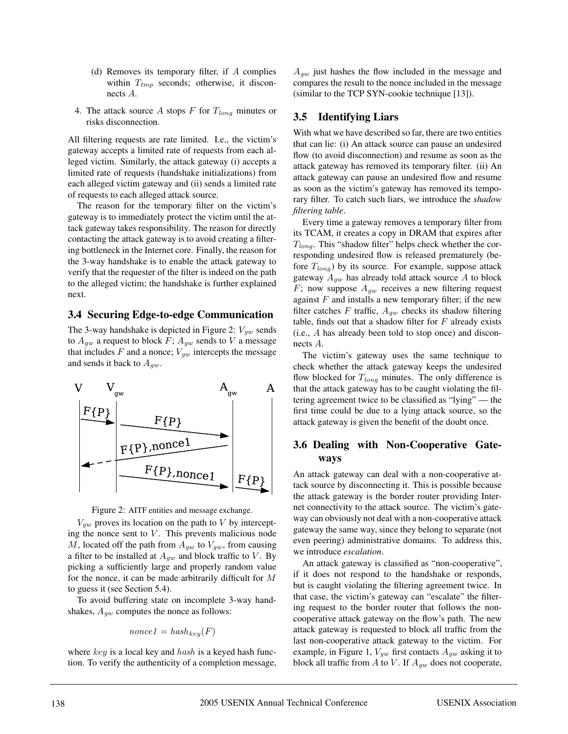(d) Removes its temporary filter, if $A$ complies within $T_{tmp}$ seconds; otherwise, it disconnects $A$.

4. The attack source $A$ stops $F$ for $T_{long}$ minutes or risks disconnection.

All filtering requests are rate limited. I.e., the victim's gateway accepts a limited rate of requests from each alleged victim. Similarly, the attack gateway (i) accepts a limited rate of requests (handshake initializations) from each alleged victim gateway and (ii) sends a limited rate of requests to each alleged attack source.

The reason for the temporary filter on the victim's gateway is to immediately protect the victim until the attack gateway takes responsibility. The reason for directly contacting the attack gateway is to avoid creating a filtering bottleneck in the Internet core. Finally, the reason for the 3-way handshake is to enable the attack gateway to verify that the requester of the filter is indeed on the path to the alleged victim; the handshake is further explained next.

## 3.4 Securing Edge-to-edge Communication

The 3-way handshake is depicted in Figure 2: $V_{gw}$ sends to $A_{gw}$ a request to block $F$; $A_{gw}$ sends to $V$ a message that includes $F$ and a nonce; $V_{gw}$ intercepts the message and sends it back to $A_{gw}$.

Figure 2: AITF entities and message exchange.

$V_{gw}$ proves its location on the path to $V$ by intercepting the nonce sent to $V$. This prevents malicious node $M$, located off the path from $A_{gw}$ to $V_{gw}$, from causing a filter to be installed at $A_{gw}$ and block traffic to $V$. By picking a sufficiently large and properly random value for the nonce, it can be made arbitrarily difficult for $M$ to guess it (see Section 5.4).

To avoid buffering state on incomplete 3-way handshakes, $A_{gw}$ computes the nonce as follows:

$$nonce1 = hash_{key}(F)$$

where $key$ is a local key and $hash$ is a keyed hash function. To verify the authenticity of a completion message, $A_{gw}$ just hashes the flow included in the message and compares the result to the nonce included in the message (similar to the TCP SYN-cookie technique [13]).

## 3.5 Identifying Liars

With what we have described so far, there are two entities that can lie: (i) An attack source can pause an undesired flow (to avoid disconnection) and resume as soon as the attack gateway has removed its temporary filter. (ii) An attack gateway can pause an undesired flow and resume as soon as the victim's gateway has removed its temporary filter. To catch such liars, we introduce the *shadow filtering table*.

Every time a gateway removes a temporary filter from its TCAM, it creates a copy in DRAM that expires after $T_{long}$. This "shadow filter" helps check whether the corresponding undesired flow is released prematurely (before $T_{long}$) by its source. For example, suppose attack gateway $A_{gw}$ has already told attack source $A$ to block $F$; now suppose $A_{gw}$ receives a new filtering request against $F$ and installs a new temporary filter; if the new filter catches $F$ traffic, $A_{gw}$ checks its shadow filtering table, finds out that a shadow filter for $F$ already exists (i.e., $A$ has already been told to stop once) and disconnects $A$.

The victim's gateway uses the same technique to check whether the attack gateway keeps the undesired flow blocked for $T_{long}$ minutes. The only difference is that the attack gateway has to be caught violating the filtering agreement twice to be classified as "lying" — the first time could be due to a lying attack source, so the attack gateway is given the benefit of the doubt once.

## 3.6 Dealing with Non-Cooperative Gateways

An attack gateway can deal with a non-cooperative attack source by disconnecting it. This is possible because the attack gateway is the border router providing Internet connectivity to the attack source. The victim's gateway can obviously not deal with a non-cooperative attack gateway the same way, since they belong to separate (not even peering) administrative domains. To address this, we introduce *escalation*.

An attack gateway is classified as "non-cooperative", if it does not respond to the handshake or responds, but is caught violating the filtering agreement twice. In that case, the victim's gateway can "escalate" the filtering request to the border router that follows the non-cooperative attack gateway on the flow's path. The new attack gateway is requested to block all traffic from the last non-cooperative attack gateway to the victim. For example, in Figure 1, $V_{gw}$ first contacts $A_{gw}$ asking it to block all traffic from $A$ to $V$. If $A_{gw}$ does not cooperate,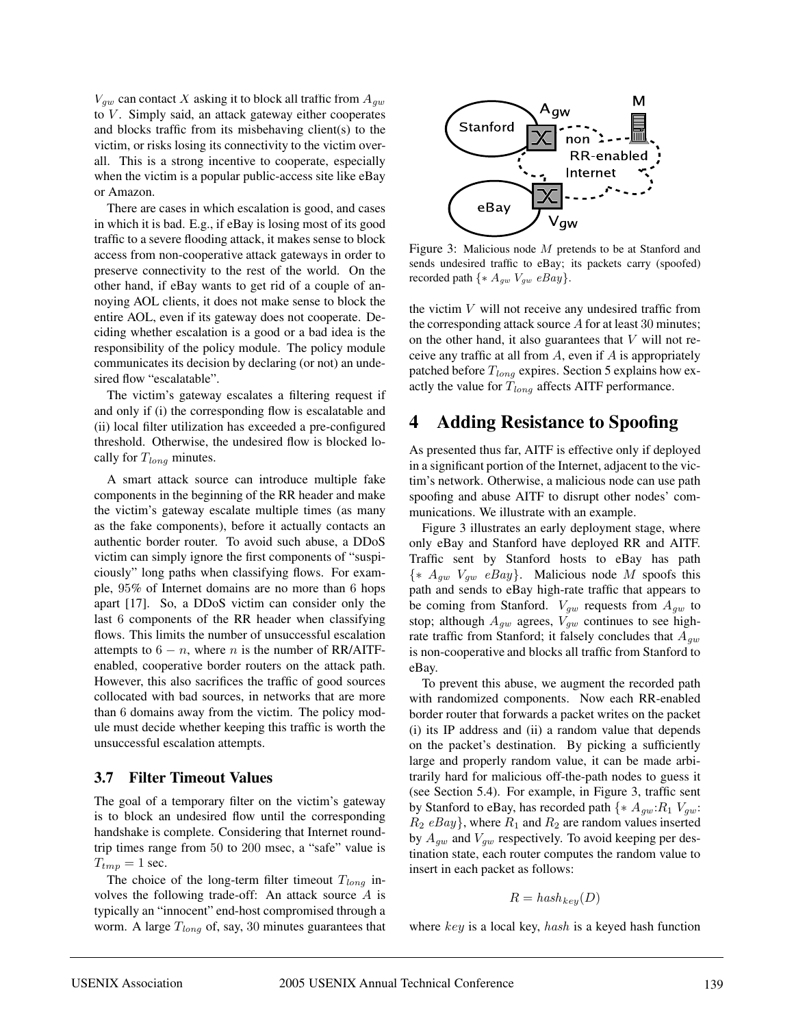$V_{gw}$ can contact $X$ asking it to block all traffic from $A_{gw}$ to $V$. Simply said, an attack gateway either cooperates and blocks traffic from its misbehaving client(s) to the victim, or risks losing its connectivity to the victim overall. This is a strong incentive to cooperate, especially when the victim is a popular public-access site like eBay or Amazon.

There are cases in which escalation is good, and cases in which it is bad. E.g., if eBay is losing most of its good traffic to a severe flooding attack, it makes sense to block access from non-cooperative attack gateways in order to preserve connectivity to the rest of the world. On the other hand, if eBay wants to get rid of a couple of annoying AOL clients, it does not make sense to block the entire AOL, even if its gateway does not cooperate. Deciding whether escalation is a good or a bad idea is the responsibility of the policy module. The policy module communicates its decision by declaring (or not) an undesired flow "escalatable".

The victim's gateway escalates a filtering request if and only if (i) the corresponding flow is escalatable and (ii) local filter utilization has exceeded a pre-configured threshold. Otherwise, the undesired flow is blocked locally for $T_{long}$ minutes.

A smart attack source can introduce multiple fake components in the beginning of the RR header and make the victim's gateway escalate multiple times (as many as the fake components), before it actually contacts an authentic border router. To avoid such abuse, a DDoS victim can simply ignore the first components of "suspiciously" long paths when classifying flows. For example, 95% of Internet domains are no more than 6 hops apart [17]. So, a DDoS victim can consider only the last 6 components of the RR header when classifying flows. This limits the number of unsuccessful escalation attempts to $6 - n$, where $n$ is the number of RR/AITF-enabled, cooperative border routers on the attack path. However, this also sacrifices the traffic of good sources collocated with bad sources, in networks that are more than 6 domains away from the victim. The policy module must decide whether keeping this traffic is worth the unsuccessful escalation attempts.

### 3.7 Filter Timeout Values

The goal of a temporary filter on the victim's gateway is to block an undesired flow until the corresponding handshake is complete. Considering that Internet round-trip times range from 50 to 200 msec, a "safe" value is $T_{tmp} = 1$ sec.

The choice of the long-term filter timeout $T_{long}$ involves the following trade-off: An attack source $A$ is typically an "innocent" end-host compromised through a worm. A large $T_{long}$ of, say, 30 minutes guarantees that the victim $V$ will not receive any undesired traffic from the corresponding attack source $A$ for at least 30 minutes; on the other hand, it also guarantees that $V$ will not receive any traffic at all from $A$, even if $A$ is appropriately patched before $T_{long}$ expires. Section 5 explains how exactly the value for $T_{long}$ affects AITF performance.

Figure 3: Malicious node $M$ pretends to be at Stanford and sends undesired traffic to eBay; its packets carry (spoofed) recorded path $\{* \ A_{gw} \ V_{gw} \ eBay\}$.

## 4 Adding Resistance to Spoofing

As presented thus far, AITF is effective only if deployed in a significant portion of the Internet, adjacent to the victim's network. Otherwise, a malicious node can use path spoofing and abuse AITF to disrupt other nodes' communications. We illustrate with an example.

Figure 3 illustrates an early deployment stage, where only eBay and Stanford have deployed RR and AITF. Traffic sent by Stanford hosts to eBay has path $\{* \ A_{gw} \ V_{gw} \ eBay\}$. Malicious node $M$ spoofs this path and sends to eBay high-rate traffic that appears to be coming from Stanford. $V_{gw}$ requests from $A_{gw}$ to stop; although $A_{gw}$ agrees, $V_{gw}$ continues to see high-rate traffic from Stanford; it falsely concludes that $A_{gw}$ is non-cooperative and blocks all traffic from Stanford to eBay.

To prevent this abuse, we augment the recorded path with randomized components. Now each RR-enabled border router that forwards a packet writes on the packet (i) its IP address and (ii) a random value that depends on the packet's destination. By picking a sufficiently large and properly random value, it can be made arbitrarily hard for malicious off-the-path nodes to guess it (see Section 5.4). For example, in Figure 3, traffic sent by Stanford to eBay, has recorded path $\{* \ A_{gw}{:}R_1 \ V_{gw}{:} \ R_2 \ eBay\}$, where $R_1$ and $R_2$ are random values inserted by $A_{gw}$ and $V_{gw}$ respectively. To avoid keeping per destination state, each router computes the random value to insert in each packet as follows:

$$R = hash_{key}(D)$$

where $key$ is a local key, $hash$ is a keyed hash function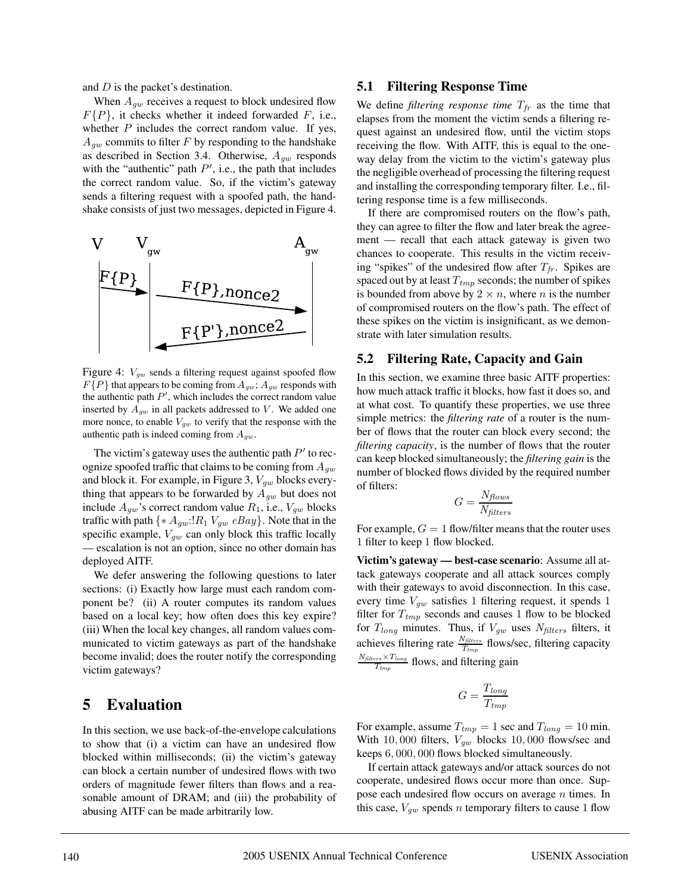and $D$ is the packet's destination.

When $A_{gw}$ receives a request to block undesired flow $F\{P\}$, it checks whether it indeed forwarded $F$, i.e., whether $P$ includes the correct random value. If yes, $A_{gw}$ commits to filter $F$ by responding to the handshake as described in Section 3.4. Otherwise, $A_{gw}$ responds with the "authentic" path $P'$, i.e., the path that includes the correct random value. So, if the victim's gateway sends a filtering request with a spoofed path, the handshake consists of just two messages, depicted in Figure 4.

Figure 4: $V_{gw}$ sends a filtering request against spoofed flow $F\{P\}$ that appears to be coming from $A_{gw}$; $A_{gw}$ responds with the authentic path $P'$, which includes the correct random value inserted by $A_{gw}$ in all packets addressed to $V$. We added one more nonce, to enable $V_{gw}$ to verify that the response with the authentic path is indeed coming from $A_{gw}$.

The victim's gateway uses the authentic path $P'$ to recognize spoofed traffic that claims to be coming from $A_{gw}$ and block it. For example, in Figure 3, $V_{gw}$ blocks everything that appears to be forwarded by $A_{gw}$ but does not include $A_{gw}$'s correct random value $R_1$, i.e., $V_{gw}$ blocks traffic with path $\{* \; A_{gw}{:}!R_1 \; V_{gw} \; eBay\}$. Note that in the specific example, $V_{gw}$ can only block this traffic locally — escalation is not an option, since no other domain has deployed AITF.

We defer answering the following questions to later sections: (i) Exactly how large must each random component be? (ii) A router computes its random values based on a local key; how often does this key expire? (iii) When the local key changes, all random values communicated to victim gateways as part of the handshake become invalid; does the router notify the corresponding victim gateways?

# 5 Evaluation

In this section, we use back-of-the-envelope calculations to show that (i) a victim can have an undesired flow blocked within milliseconds; (ii) the victim's gateway can block a certain number of undesired flows with two orders of magnitude fewer filters than flows and a reasonable amount of DRAM; and (iii) the probability of abusing AITF can be made arbitrarily low.

## 5.1 Filtering Response Time

We define *filtering response time* $T_{fr}$ as the time that elapses from the moment the victim sends a filtering request against an undesired flow, until the victim stops receiving the flow. With AITF, this is equal to the one-way delay from the victim to the victim's gateway plus the negligible overhead of processing the filtering request and installing the corresponding temporary filter. I.e., filtering response time is a few milliseconds.

If there are compromised routers on the flow's path, they can agree to filter the flow and later break the agreement — recall that each attack gateway is given two chances to cooperate. This results in the victim receiving "spikes" of the undesired flow after $T_{fr}$. Spikes are spaced out by at least $T_{tmp}$ seconds; the number of spikes is bounded from above by $2 \times n$, where $n$ is the number of compromised routers on the flow's path. The effect of these spikes on the victim is insignificant, as we demonstrate with later simulation results.

## 5.2 Filtering Rate, Capacity and Gain

In this section, we examine three basic AITF properties: how much attack traffic it blocks, how fast it does so, and at what cost. To quantify these properties, we use three simple metrics: the *filtering rate* of a router is the number of flows that the router can block every second; the *filtering capacity*, is the number of flows that the router can keep blocked simultaneously; the *filtering gain* is the number of blocked flows divided by the required number of filters:

$$G = \frac{N_{flows}}{N_{filters}}$$

For example, $G = 1$ flow/filter means that the router uses 1 filter to keep 1 flow blocked.

**Victim's gateway — best-case scenario**: Assume all attack gateways cooperate and all attack sources comply with their gateways to avoid disconnection. In this case, every time $V_{gw}$ satisfies 1 filtering request, it spends 1 filter for $T_{tmp}$ seconds and causes 1 flow to be blocked for $T_{long}$ minutes. Thus, if $V_{gw}$ uses $N_{filters}$ filters, it achieves filtering rate $\frac{N_{filters}}{T_{tmp}}$ flows/sec, filtering capacity $\frac{N_{filters} \times T_{long}}{T_{tmp}}$ flows, and filtering gain

$$G = \frac{T_{long}}{T_{tmp}}$$

For example, assume $T_{tmp} = 1$ sec and $T_{long} = 10$ min. With $10,000$ filters, $V_{gw}$ blocks $10,000$ flows/sec and keeps $6,000,000$ flows blocked simultaneously.

If certain attack gateways and/or attack sources do not cooperate, undesired flows occur more than once. Suppose each undesired flow occurs on average $n$ times. In this case, $V_{gw}$ spends $n$ temporary filters to cause 1 flow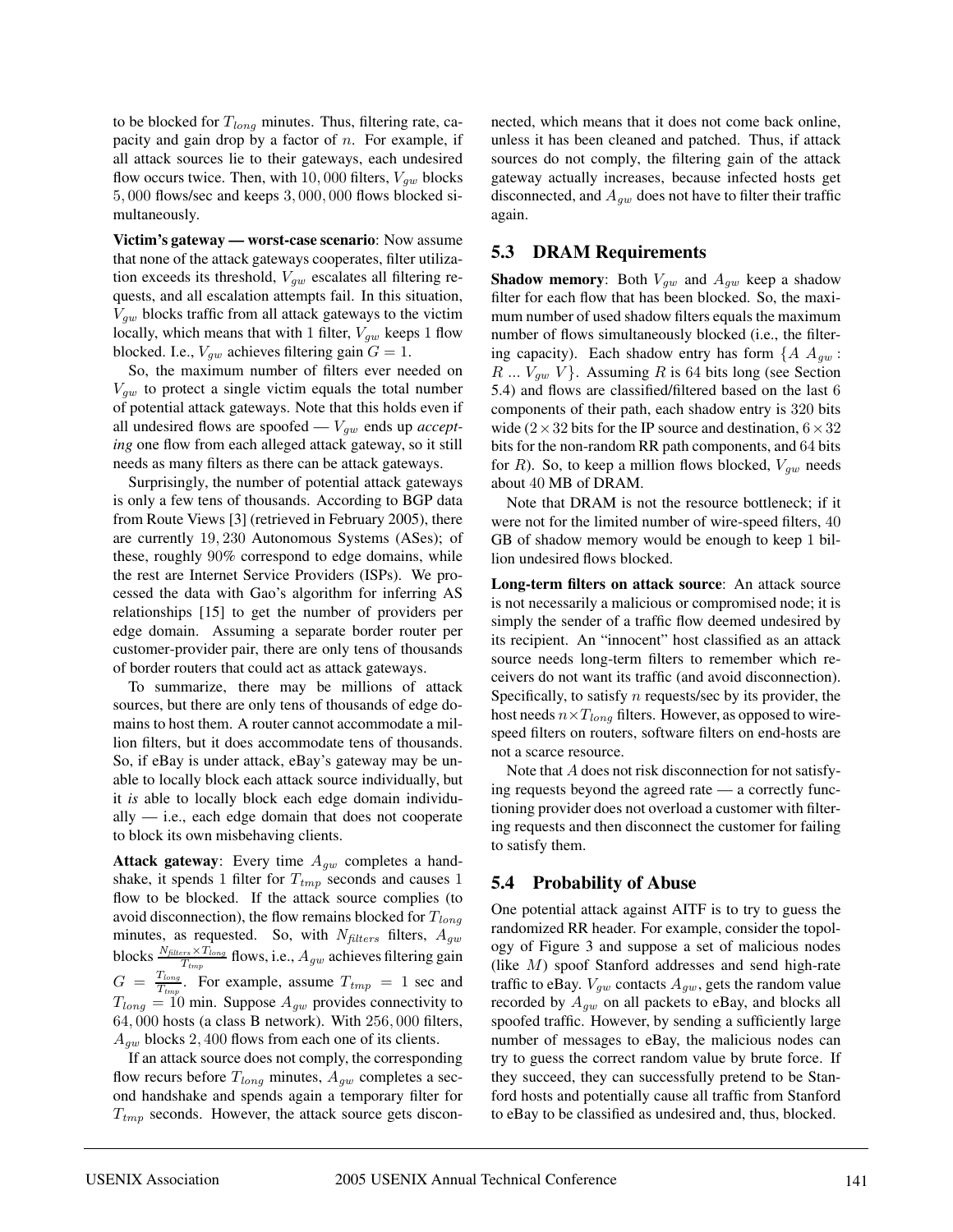to be blocked for $T_{long}$ minutes. Thus, filtering rate, capacity and gain drop by a factor of $n$. For example, if all attack sources lie to their gateways, each undesired flow occurs twice. Then, with $10,000$ filters, $V_{gw}$ blocks $5,000$ flows/sec and keeps $3,000,000$ flows blocked simultaneously.

**Victim's gateway — worst-case scenario**: Now assume that none of the attack gateways cooperates, filter utilization exceeds its threshold, $V_{gw}$ escalates all filtering requests, and all escalation attempts fail. In this situation, $V_{gw}$ blocks traffic from all attack gateways to the victim locally, which means that with 1 filter, $V_{gw}$ keeps 1 flow blocked. I.e., $V_{gw}$ achieves filtering gain $G = 1$.

So, the maximum number of filters ever needed on $V_{gw}$ to protect a single victim equals the total number of potential attack gateways. Note that this holds even if all undesired flows are spoofed — $V_{gw}$ ends up *accepting* one flow from each alleged attack gateway, so it still needs as many filters as there can be attack gateways.

Surprisingly, the number of potential attack gateways is only a few tens of thousands. According to BGP data from Route Views [3] (retrieved in February 2005), there are currently $19,230$ Autonomous Systems (ASes); of these, roughly $90\%$ correspond to edge domains, while the rest are Internet Service Providers (ISPs). We processed the data with Gao's algorithm for inferring AS relationships [15] to get the number of providers per edge domain. Assuming a separate border router per customer-provider pair, there are only tens of thousands of border routers that could act as attack gateways.

To summarize, there may be millions of attack sources, but there are only tens of thousands of edge domains to host them. A router cannot accommodate a million filters, but it does accommodate tens of thousands. So, if eBay is under attack, eBay's gateway may be unable to locally block each attack source individually, but it *is* able to locally block each edge domain individually — i.e., each edge domain that does not cooperate to block its own misbehaving clients.

**Attack gateway**: Every time $A_{gw}$ completes a handshake, it spends 1 filter for $T_{tmp}$ seconds and causes 1 flow to be blocked. If the attack source complies (to avoid disconnection), the flow remains blocked for $T_{long}$ minutes, as requested. So, with $N_{filters}$ filters, $A_{gw}$ blocks $\frac{N_{filters} \times T_{long}}{T_{tmp}}$ flows, i.e., $A_{gw}$ achieves filtering gain $G = \frac{T_{long}}{T_{tmp}}$. For example, assume $T_{tmp} = 1$ sec and $T_{long} = 10$ min. Suppose $A_{gw}$ provides connectivity to $64,000$ hosts (a class B network). With $256,000$ filters, $A_{gw}$ blocks $2,400$ flows from each one of its clients.

If an attack source does not comply, the corresponding flow recurs before $T_{long}$ minutes, $A_{gw}$ completes a second handshake and spends again a temporary filter for $T_{tmp}$ seconds. However, the attack source gets disconnected, which means that it does not come back online, unless it has been cleaned and patched. Thus, if attack sources do not comply, the filtering gain of the attack gateway actually increases, because infected hosts get disconnected, and $A_{gw}$ does not have to filter their traffic again.

## 5.3 DRAM Requirements

**Shadow memory**: Both $V_{gw}$ and $A_{gw}$ keep a shadow filter for each flow that has been blocked. So, the maximum number of used shadow filters equals the maximum number of flows simultaneously blocked (i.e., the filtering capacity). Each shadow entry has form $\{A\ A_{gw} : R\ ...\ V_{gw}\ V\}$. Assuming $R$ is 64 bits long (see Section 5.4) and flows are classified/filtered based on the last 6 components of their path, each shadow entry is 320 bits wide ($2 \times 32$ bits for the IP source and destination, $6 \times 32$ bits for the non-random RR path components, and 64 bits for $R$). So, to keep a million flows blocked, $V_{gw}$ needs about 40 MB of DRAM.

Note that DRAM is not the resource bottleneck; if it were not for the limited number of wire-speed filters, 40 GB of shadow memory would be enough to keep 1 billion undesired flows blocked.

**Long-term filters on attack source**: An attack source is not necessarily a malicious or compromised node; it is simply the sender of a traffic flow deemed undesired by its recipient. An "innocent" host classified as an attack source needs long-term filters to remember which receivers do not want its traffic (and avoid disconnection). Specifically, to satisfy $n$ requests/sec by its provider, the host needs $n \times T_{long}$ filters. However, as opposed to wire-speed filters on routers, software filters on end-hosts are not a scarce resource.

Note that $A$ does not risk disconnection for not satisfying requests beyond the agreed rate — a correctly functioning provider does not overload a customer with filtering requests and then disconnect the customer for failing to satisfy them.

## 5.4 Probability of Abuse

One potential attack against AITF is to try to guess the randomized RR header. For example, consider the topology of Figure 3 and suppose a set of malicious nodes (like $M$) spoof Stanford addresses and send high-rate traffic to eBay. $V_{gw}$ contacts $A_{gw}$, gets the random value recorded by $A_{gw}$ on all packets to eBay, and blocks all spoofed traffic. However, by sending a sufficiently large number of messages to eBay, the malicious nodes can try to guess the correct random value by brute force. If they succeed, they can successfully pretend to be Stanford hosts and potentially cause all traffic from Stanford to eBay to be classified as undesired and, thus, blocked.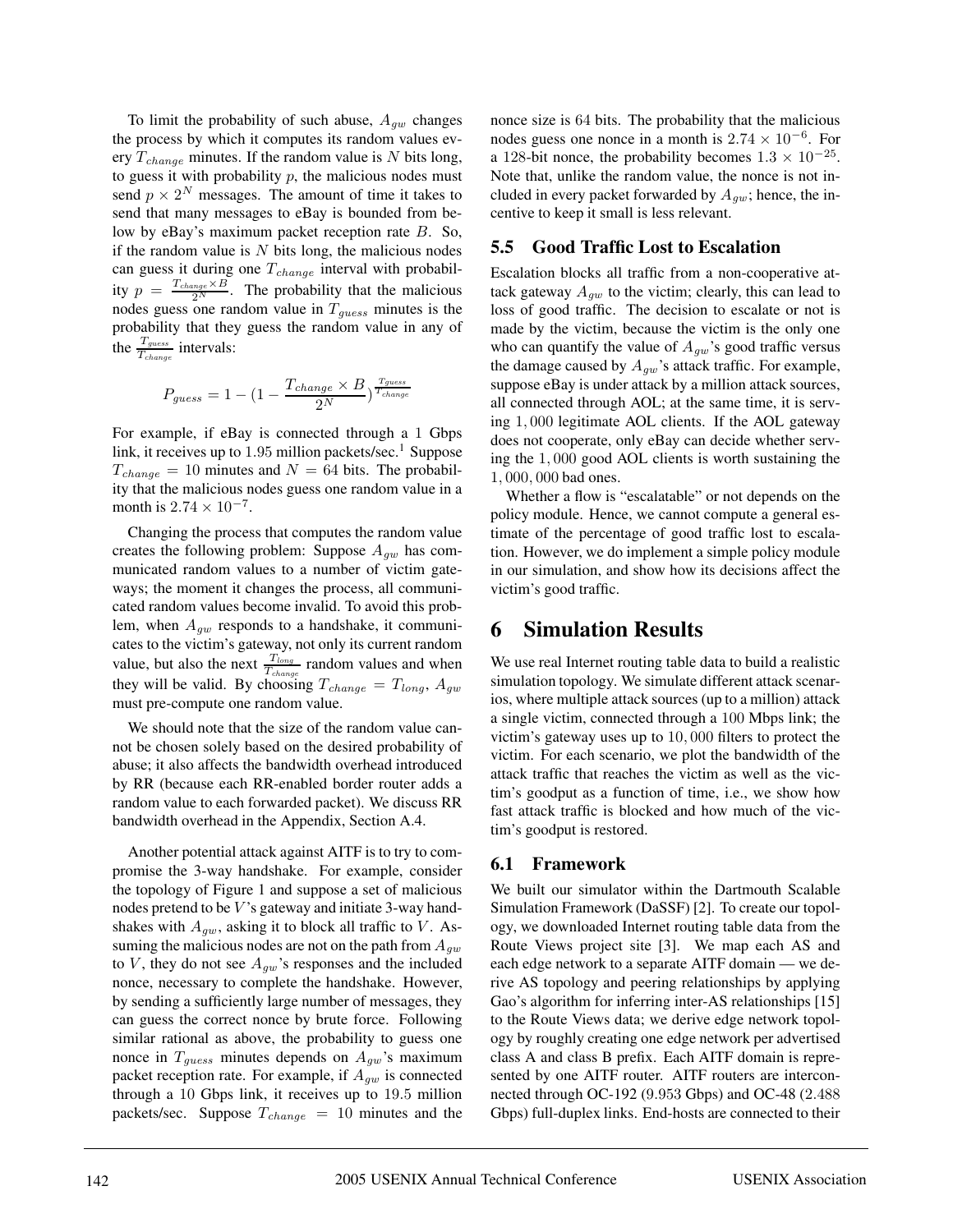To limit the probability of such abuse, $A_{gw}$ changes the process by which it computes its random values every $T_{change}$ minutes. If the random value is $N$ bits long, to guess it with probability $p$, the malicious nodes must send $p \times 2^N$ messages. The amount of time it takes to send that many messages to eBay is bounded from below by eBay's maximum packet reception rate $B$. So, if the random value is $N$ bits long, the malicious nodes can guess it during one $T_{change}$ interval with probability $p = \frac{T_{change} \times B}{2^N}$. The probability that the malicious nodes guess one random value in $T_{guess}$ minutes is the probability that they guess the random value in any of the $\frac{T_{guess}}{T_{change}}$ intervals:

$$P_{guess} = 1 - \left(1 - \frac{T_{change} \times B}{2^N}\right)^{\frac{T_{guess}}{T_{change}}}$$

For example, if eBay is connected through a 1 Gbps link, it receives up to 1.95 million packets/sec.[1] Suppose $T_{change} = 10$ minutes and $N = 64$ bits. The probability that the malicious nodes guess one random value in a month is $2.74 \times 10^{-7}$.

Changing the process that computes the random value creates the following problem: Suppose $A_{gw}$ has communicated random values to a number of victim gateways; the moment it changes the process, all communicated random values become invalid. To avoid this problem, when $A_{gw}$ responds to a handshake, it communicates to the victim's gateway, not only its current random value, but also the next $\frac{T_{long}}{T_{change}}$ random values and when they will be valid. By choosing $T_{change} = T_{long}$, $A_{gw}$ must pre-compute one random value.

We should note that the size of the random value cannot be chosen solely based on the desired probability of abuse; it also affects the bandwidth overhead introduced by RR (because each RR-enabled border router adds a random value to each forwarded packet). We discuss RR bandwidth overhead in the Appendix, Section A.4.

Another potential attack against AITF is to try to compromise the 3-way handshake. For example, consider the topology of Figure 1 and suppose a set of malicious nodes pretend to be $V$'s gateway and initiate 3-way handshakes with $A_{gw}$, asking it to block all traffic to $V$. Assuming the malicious nodes are not on the path from $A_{gw}$ to $V$, they do not see $A_{gw}$'s responses and the included nonce, necessary to complete the handshake. However, by sending a sufficiently large number of messages, they can guess the correct nonce by brute force. Following similar rational as above, the probability to guess one nonce in $T_{guess}$ minutes depends on $A_{gw}$'s maximum packet reception rate. For example, if $A_{gw}$ is connected through a 10 Gbps link, it receives up to 19.5 million packets/sec. Suppose $T_{change} = 10$ minutes and the nonce size is 64 bits. The probability that the malicious nodes guess one nonce in a month is $2.74 \times 10^{-6}$. For a 128-bit nonce, the probability becomes $1.3 \times 10^{-25}$. Note that, unlike the random value, the nonce is not included in every packet forwarded by $A_{gw}$; hence, the incentive to keep it small is less relevant.

### 5.5 Good Traffic Lost to Escalation

Escalation blocks all traffic from a non-cooperative attack gateway $A_{gw}$ to the victim; clearly, this can lead to loss of good traffic. The decision to escalate or not is made by the victim, because the victim is the only one who can quantify the value of $A_{gw}$'s good traffic versus the damage caused by $A_{gw}$'s attack traffic. For example, suppose eBay is under attack by a million attack sources, all connected through AOL; at the same time, it is serving 1,000 legitimate AOL clients. If the AOL gateway does not cooperate, only eBay can decide whether serving the 1,000 good AOL clients is worth sustaining the 1,000,000 bad ones.

Whether a flow is "escalatable" or not depends on the policy module. Hence, we cannot compute a general estimate of the percentage of good traffic lost to escalation. However, we do implement a simple policy module in our simulation, and show how its decisions affect the victim's good traffic.

## 6 Simulation Results

We use real Internet routing table data to build a realistic simulation topology. We simulate different attack scenarios, where multiple attack sources (up to a million) attack a single victim, connected through a 100 Mbps link; the victim's gateway uses up to 10,000 filters to protect the victim. For each scenario, we plot the bandwidth of the attack traffic that reaches the victim as well as the victim's goodput as a function of time, i.e., we show how fast attack traffic is blocked and how much of the victim's goodput is restored.

### 6.1 Framework

We built our simulator within the Dartmouth Scalable Simulation Framework (DaSSF) [2]. To create our topology, we downloaded Internet routing table data from the Route Views project site [3]. We map each AS and each edge network to a separate AITF domain — we derive AS topology and peering relationships by applying Gao's algorithm for inferring inter-AS relationships [15] to the Route Views data; we derive edge network topology by roughly creating one edge network per advertised class A and class B prefix. Each AITF domain is represented by one AITF router. AITF routers are interconnected through OC-192 (9.953 Gbps) and OC-48 (2.488 Gbps) full-duplex links. End-hosts are connected to their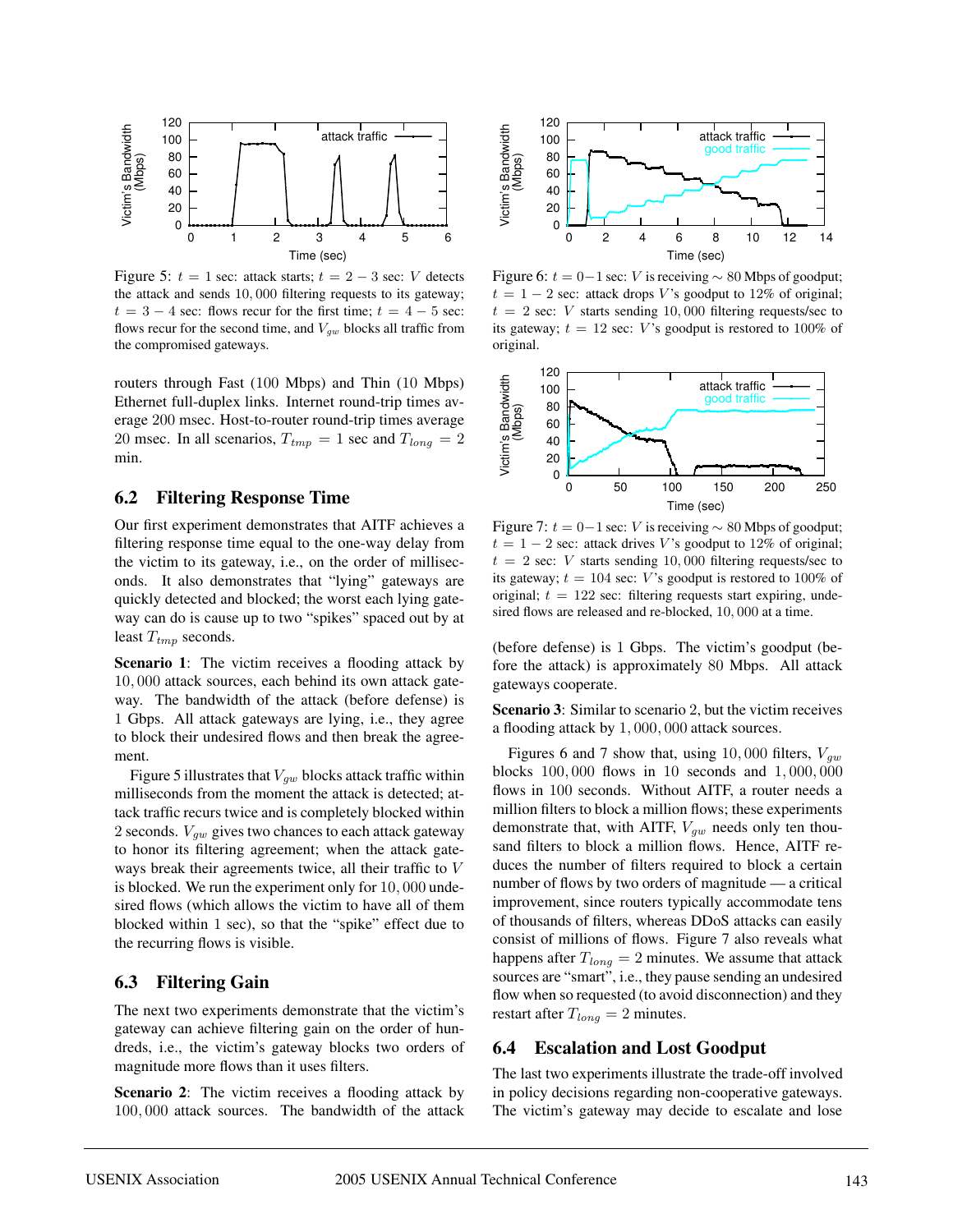Figure 5: $t = 1$ sec: attack starts; $t = 2-3$ sec: $V$ detects the attack and sends $10,000$ filtering requests to its gateway; $t = 3-4$ sec: flows recur for the first time; $t = 4-5$ sec: flows recur for the second time, and $V_{gw}$ blocks all traffic from the compromised gateways.

routers through Fast (100 Mbps) and Thin (10 Mbps) Ethernet full-duplex links. Internet round-trip times average 200 msec. Host-to-router round-trip times average 20 msec. In all scenarios, $T_{tmp} = 1$ sec and $T_{long} = 2$ min.

## 6.2 Filtering Response Time

Our first experiment demonstrates that AITF achieves a filtering response time equal to the one-way delay from the victim to its gateway, i.e., on the order of milliseconds. It also demonstrates that "lying" gateways are quickly detected and blocked; the worst each lying gateway can do is cause up to two "spikes" spaced out by at least $T_{tmp}$ seconds.

**Scenario 1**: The victim receives a flooding attack by $10,000$ attack sources, each behind its own attack gateway. The bandwidth of the attack (before defense) is 1 Gbps. All attack gateways are lying, i.e., they agree to block their undesired flows and then break the agreement.

Figure 5 illustrates that $V_{gw}$ blocks attack traffic within milliseconds from the moment the attack is detected; attack traffic recurs twice and is completely blocked within 2 seconds. $V_{gw}$ gives two chances to each attack gateway to honor its filtering agreement; when the attack gateways break their agreements twice, all their traffic to $V$ is blocked. We run the experiment only for $10,000$ undesired flows (which allows the victim to have all of them blocked within 1 sec), so that the "spike" effect due to the recurring flows is visible.

## 6.3 Filtering Gain

The next two experiments demonstrate that the victim's gateway can achieve filtering gain on the order of hundreds, i.e., the victim's gateway blocks two orders of magnitude more flows than it uses filters.

**Scenario 2**: The victim receives a flooding attack by $100,000$ attack sources. The bandwidth of the attack (before defense) is 1 Gbps. The victim's goodput (before the attack) is approximately 80 Mbps. All attack gateways cooperate.

Figure 6: $t = 0-1$ sec: $V$ is receiving $\sim 80$ Mbps of goodput; $t = 1-2$ sec: attack drops $V$'s goodput to 12% of original; $t = 2$ sec: $V$ starts sending $10,000$ filtering requests/sec to its gateway; $t = 12$ sec: $V$'s goodput is restored to 100% of original.

Figure 7: $t = 0-1$ sec: $V$ is receiving $\sim 80$ Mbps of goodput; $t = 1-2$ sec: attack drives $V$'s goodput to 12% of original; $t = 2$ sec: $V$ starts sending $10,000$ filtering requests/sec to its gateway; $t = 104$ sec: $V$'s goodput is restored to 100% of original; $t = 122$ sec: filtering requests start expiring, undesired flows are released and re-blocked, $10,000$ at a time.

**Scenario 3**: Similar to scenario 2, but the victim receives a flooding attack by $1,000,000$ attack sources.

Figures 6 and 7 show that, using $10,000$ filters, $V_{gw}$ blocks $100,000$ flows in 10 seconds and $1,000,000$ flows in 100 seconds. Without AITF, a router needs a million filters to block a million flows; these experiments demonstrate that, with AITF, $V_{gw}$ needs only ten thousand filters to block a million flows. Hence, AITF reduces the number of filters required to block a certain number of flows by two orders of magnitude — a critical improvement, since routers typically accommodate tens of thousands of filters, whereas DDoS attacks can easily consist of millions of flows. Figure 7 also reveals what happens after $T_{long} = 2$ minutes. We assume that attack sources are "smart", i.e., they pause sending an undesired flow when so requested (to avoid disconnection) and they restart after $T_{long} = 2$ minutes.

## 6.4 Escalation and Lost Goodput

The last two experiments illustrate the trade-off involved in policy decisions regarding non-cooperative gateways. The victim's gateway may decide to escalate and lose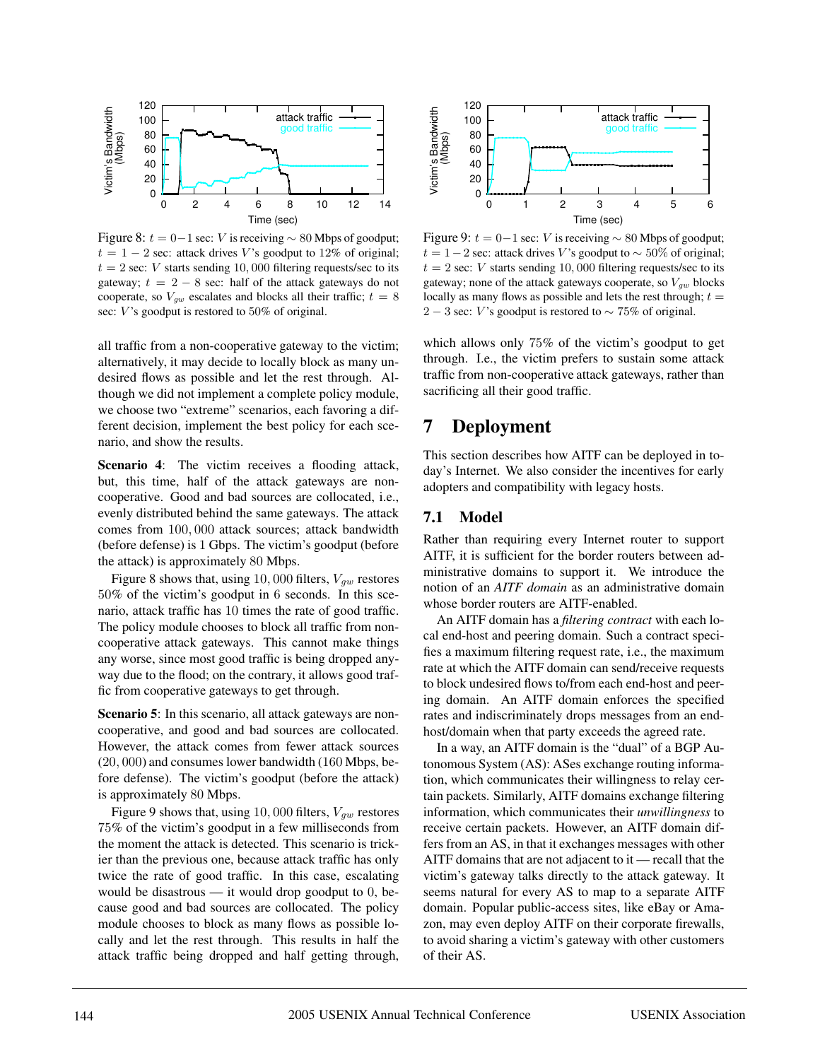Figure 8: $t = 0-1$ sec: $V$ is receiving $\sim 80$ Mbps of goodput; $t = 1-2$ sec: attack drives $V$'s goodput to 12% of original; $t = 2$ sec: $V$ starts sending 10,000 filtering requests/sec to its gateway; $t = 2-8$ sec: half of the attack gateways do not cooperate, so $V_{gw}$ escalates and blocks all their traffic; $t = 8$ sec: $V$'s goodput is restored to 50% of original.

Figure 9: $t = 0-1$ sec: $V$ is receiving $\sim 80$ Mbps of goodput; $t = 1-2$ sec: attack drives $V$'s goodput to $\sim 50\%$ of original; $t = 2$ sec: $V$ starts sending 10,000 filtering requests/sec to its gateway; none of the attack gateways cooperate, so $V_{gw}$ blocks locally as many flows as possible and lets the rest through; $t = 2-3$ sec: $V$'s goodput is restored to $\sim 75\%$ of original.

all traffic from a non-cooperative gateway to the victim; alternatively, it may decide to locally block as many undesired flows as possible and let the rest through. Although we did not implement a complete policy module, we choose two "extreme" scenarios, each favoring a different decision, implement the best policy for each scenario, and show the results.

**Scenario 4**: The victim receives a flooding attack, but, this time, half of the attack gateways are non-cooperative. Good and bad sources are collocated, i.e., evenly distributed behind the same gateways. The attack comes from 100,000 attack sources; attack bandwidth (before defense) is 1 Gbps. The victim's goodput (before the attack) is approximately 80 Mbps.

Figure 8 shows that, using 10,000 filters, $V_{gw}$ restores 50% of the victim's goodput in 6 seconds. In this scenario, attack traffic has 10 times the rate of good traffic. The policy module chooses to block all traffic from non-cooperative attack gateways. This cannot make things any worse, since most good traffic is being dropped anyway due to the flood; on the contrary, it allows good traffic from cooperative gateways to get through.

**Scenario 5**: In this scenario, all attack gateways are non-cooperative, and good and bad sources are collocated. However, the attack comes from fewer attack sources (20,000) and consumes lower bandwidth (160 Mbps, before defense). The victim's goodput (before the attack) is approximately 80 Mbps.

Figure 9 shows that, using 10,000 filters, $V_{gw}$ restores 75% of the victim's goodput in a few milliseconds from the moment the attack is detected. This scenario is trickier than the previous one, because attack traffic has only twice the rate of good traffic. In this case, escalating would be disastrous — it would drop goodput to 0, because good and bad sources are collocated. The policy module chooses to block as many flows as possible locally and let the rest through. This results in half the attack traffic being dropped and half getting through, which allows only 75% of the victim's goodput to get through. I.e., the victim prefers to sustain some attack traffic from non-cooperative attack gateways, rather than sacrificing all their good traffic.

# 7 Deployment

This section describes how AITF can be deployed in today's Internet. We also consider the incentives for early adopters and compatibility with legacy hosts.

## 7.1 Model

Rather than requiring every Internet router to support AITF, it is sufficient for the border routers between administrative domains to support it. We introduce the notion of an *AITF domain* as an administrative domain whose border routers are AITF-enabled.

An AITF domain has a *filtering contract* with each local end-host and peering domain. Such a contract specifies a maximum filtering request rate, i.e., the maximum rate at which the AITF domain can send/receive requests to block undesired flows to/from each end-host and peering domain. An AITF domain enforces the specified rates and indiscriminately drops messages from an end-host/domain when that party exceeds the agreed rate.

In a way, an AITF domain is the "dual" of a BGP Autonomous System (AS): ASes exchange routing information, which communicates their willingness to relay certain packets. Similarly, AITF domains exchange filtering information, which communicates their *unwillingness* to receive certain packets. However, an AITF domain differs from an AS, in that it exchanges messages with other AITF domains that are not adjacent to it — recall that the victim's gateway talks directly to the attack gateway. It seems natural for every AS to map to a separate AITF domain. Popular public-access sites, like eBay or Amazon, may even deploy AITF on their corporate firewalls, to avoid sharing a victim's gateway with other customers of their AS.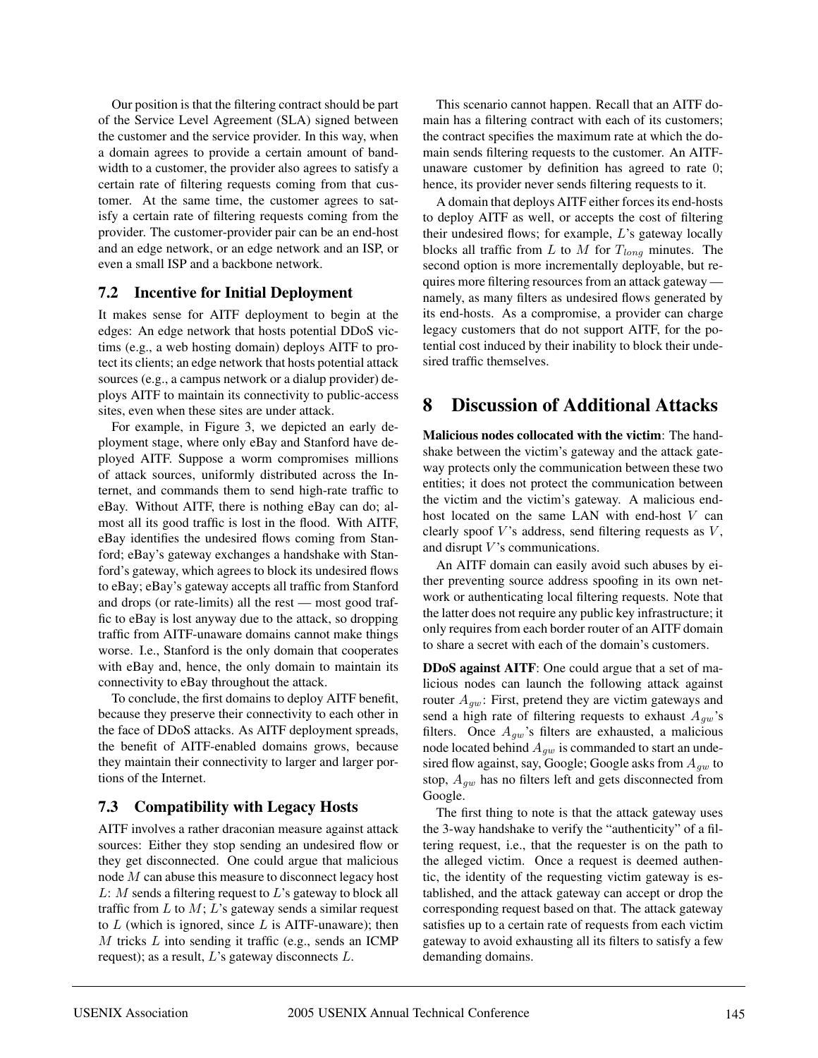Our position is that the filtering contract should be part of the Service Level Agreement (SLA) signed between the customer and the service provider. In this way, when a domain agrees to provide a certain amount of bandwidth to a customer, the provider also agrees to satisfy a certain rate of filtering requests coming from that customer. At the same time, the customer agrees to satisfy a certain rate of filtering requests coming from the provider. The customer-provider pair can be an end-host and an edge network, or an edge network and an ISP, or even a small ISP and a backbone network.

### 7.2 Incentive for Initial Deployment

It makes sense for AITF deployment to begin at the edges: An edge network that hosts potential DDoS victims (e.g., a web hosting domain) deploys AITF to protect its clients; an edge network that hosts potential attack sources (e.g., a campus network or a dialup provider) deploys AITF to maintain its connectivity to public-access sites, even when these sites are under attack.

For example, in Figure 3, we depicted an early deployment stage, where only eBay and Stanford have deployed AITF. Suppose a worm compromises millions of attack sources, uniformly distributed across the Internet, and commands them to send high-rate traffic to eBay. Without AITF, there is nothing eBay can do; almost all its good traffic is lost in the flood. With AITF, eBay identifies the undesired flows coming from Stanford; eBay's gateway exchanges a handshake with Stanford's gateway, which agrees to block its undesired flows to eBay; eBay's gateway accepts all traffic from Stanford and drops (or rate-limits) all the rest — most good traffic to eBay is lost anyway due to the attack, so dropping traffic from AITF-unaware domains cannot make things worse. I.e., Stanford is the only domain that cooperates with eBay and, hence, the only domain to maintain its connectivity to eBay throughout the attack.

To conclude, the first domains to deploy AITF benefit, because they preserve their connectivity to each other in the face of DDoS attacks. As AITF deployment spreads, the benefit of AITF-enabled domains grows, because they maintain their connectivity to larger and larger portions of the Internet.

### 7.3 Compatibility with Legacy Hosts

AITF involves a rather draconian measure against attack sources: Either they stop sending an undesired flow or they get disconnected. One could argue that malicious node $M$ can abuse this measure to disconnect legacy host $L$: $M$ sends a filtering request to $L$'s gateway to block all traffic from $L$ to $M$; $L$'s gateway sends a similar request to $L$ (which is ignored, since $L$ is AITF-unaware); then $M$ tricks $L$ into sending it traffic (e.g., sends an ICMP request); as a result, $L$'s gateway disconnects $L$.

This scenario cannot happen. Recall that an AITF domain has a filtering contract with each of its customers; the contract specifies the maximum rate at which the domain sends filtering requests to the customer. An AITF-unaware customer by definition has agreed to rate 0; hence, its provider never sends filtering requests to it.

A domain that deploys AITF either forces its end-hosts to deploy AITF as well, or accepts the cost of filtering their undesired flows; for example, $L$'s gateway locally blocks all traffic from $L$ to $M$ for $T_{long}$ minutes. The second option is more incrementally deployable, but requires more filtering resources from an attack gateway — namely, as many filters as undesired flows generated by its end-hosts. As a compromise, a provider can charge legacy customers that do not support AITF, for the potential cost induced by their inability to block their undesired traffic themselves.

## 8 Discussion of Additional Attacks

**Malicious nodes collocated with the victim**: The handshake between the victim's gateway and the attack gateway protects only the communication between these two entities; it does not protect the communication between the victim and the victim's gateway. A malicious end-host located on the same LAN with end-host $V$ can clearly spoof $V$'s address, send filtering requests as $V$, and disrupt $V$'s communications.

An AITF domain can easily avoid such abuses by either preventing source address spoofing in its own network or authenticating local filtering requests. Note that the latter does not require any public key infrastructure; it only requires from each border router of an AITF domain to share a secret with each of the domain's customers.

**DDoS against AITF**: One could argue that a set of malicious nodes can launch the following attack against router $A_{gw}$: First, pretend they are victim gateways and send a high rate of filtering requests to exhaust $A_{gw}$'s filters. Once $A_{gw}$'s filters are exhausted, a malicious node located behind $A_{gw}$ is commanded to start an undesired flow against, say, Google; Google asks from $A_{gw}$ to stop, $A_{gw}$ has no filters left and gets disconnected from Google.

The first thing to note is that the attack gateway uses the 3-way handshake to verify the "authenticity" of a filtering request, i.e., that the requester is on the path to the alleged victim. Once a request is deemed authentic, the identity of the requesting victim gateway is established, and the attack gateway can accept or drop the corresponding request based on that. The attack gateway satisfies up to a certain rate of requests from each victim gateway to avoid exhausting all its filters to satisfy a few demanding domains.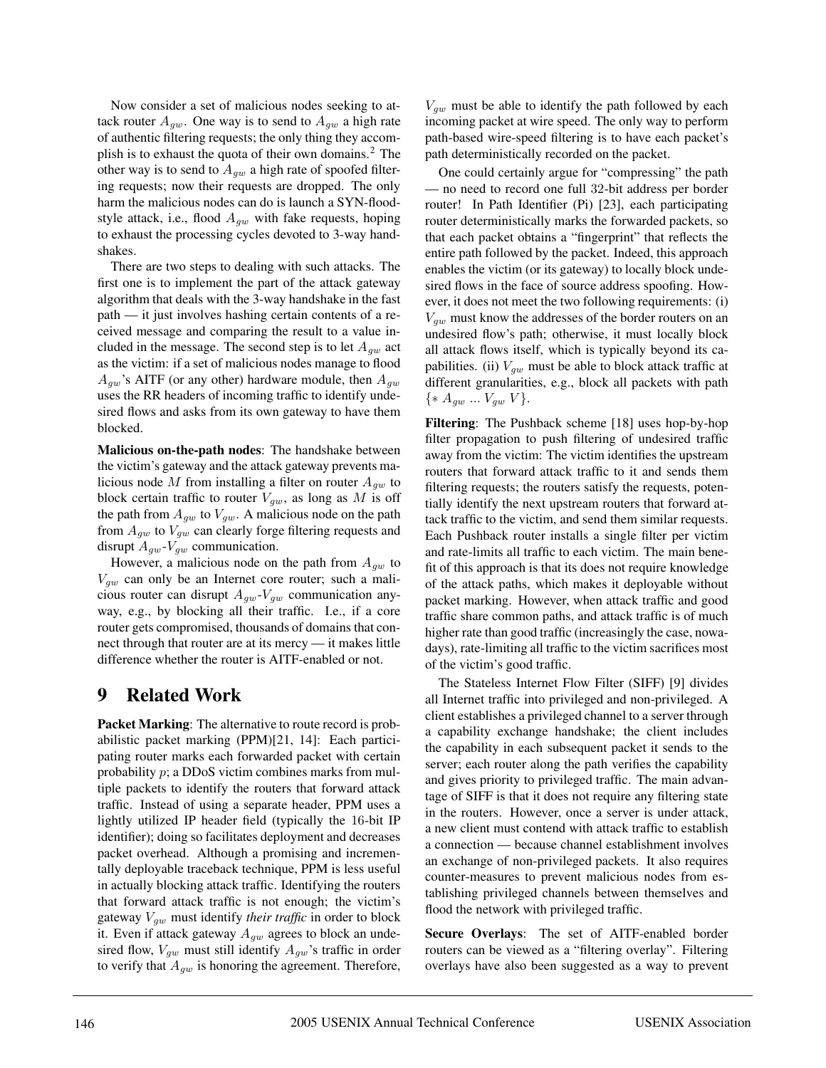Now consider a set of malicious nodes seeking to attack router $A_{gw}$. One way is to send to $A_{gw}$ a high rate of authentic filtering requests; the only thing they accomplish is to exhaust the quota of their own domains.[2] The other way is to send to $A_{gw}$ a high rate of spoofed filtering requests; now their requests are dropped. The only harm the malicious nodes can do is launch a SYN-flood-style attack, i.e., flood $A_{gw}$ with fake requests, hoping to exhaust the processing cycles devoted to 3-way handshakes.

There are two steps to dealing with such attacks. The first one is to implement the part of the attack gateway algorithm that deals with the 3-way handshake in the fast path — it just involves hashing certain contents of a received message and comparing the result to a value included in the message. The second step is to let $A_{gw}$ act as the victim: if a set of malicious nodes manage to flood $A_{gw}$'s AITF (or any other) hardware module, then $A_{gw}$ uses the RR headers of incoming traffic to identify undesired flows and asks from its own gateway to have them blocked.

**Malicious on-the-path nodes**: The handshake between the victim's gateway and the attack gateway prevents malicious node $M$ from installing a filter on router $A_{gw}$ to block certain traffic to router $V_{gw}$, as long as $M$ is off the path from $A_{gw}$ to $V_{gw}$. A malicious node on the path from $A_{gw}$ to $V_{gw}$ can clearly forge filtering requests and disrupt $A_{gw}$-$V_{gw}$ communication.

However, a malicious node on the path from $A_{gw}$ to $V_{gw}$ can only be an Internet core router; such a malicious router can disrupt $A_{gw}$-$V_{gw}$ communication anyway, e.g., by blocking all their traffic. I.e., if a core router gets compromised, thousands of domains that connect through that router are at its mercy — it makes little difference whether the router is AITF-enabled or not.

# 9 Related Work

**Packet Marking**: The alternative to route record is probabilistic packet marking (PPM)[21, 14]: Each participating router marks each forwarded packet with certain probability $p$; a DDoS victim combines marks from multiple packets to identify the routers that forward attack traffic. Instead of using a separate header, PPM uses a lightly utilized IP header field (typically the 16-bit IP identifier); doing so facilitates deployment and decreases packet overhead. Although a promising and incrementally deployable traceback technique, PPM is less useful in actually blocking attack traffic. Identifying the routers that forward attack traffic is not enough; the victim's gateway $V_{gw}$ must identify *their traffic* in order to block it. Even if attack gateway $A_{gw}$ agrees to block an undesired flow, $V_{gw}$ must still identify $A_{gw}$'s traffic in order to verify that $A_{gw}$ is honoring the agreement. Therefore, $V_{gw}$ must be able to identify the path followed by each incoming packet at wire speed. The only way to perform path-based wire-speed filtering is to have each packet's path deterministically recorded on the packet.

One could certainly argue for "compressing" the path — no need to record one full 32-bit address per border router! In Path Identifier (Pi) [23], each participating router deterministically marks the forwarded packets, so that each packet obtains a "fingerprint" that reflects the entire path followed by the packet. Indeed, this approach enables the victim (or its gateway) to locally block undesired flows in the face of source address spoofing. However, it does not meet the two following requirements: (i) $V_{gw}$ must know the addresses of the border routers on an undesired flow's path; otherwise, it must locally block all attack flows itself, which is typically beyond its capabilities. (ii) $V_{gw}$ must be able to block attack traffic at different granularities, e.g., block all packets with path $\{* \ A_{gw} \ ... \ V_{gw} \ V\}$.

**Filtering**: The Pushback scheme [18] uses hop-by-hop filter propagation to push filtering of undesired traffic away from the victim: The victim identifies the upstream routers that forward attack traffic to it and sends them filtering requests; the routers satisfy the requests, potentially identify the next upstream routers that forward attack traffic to the victim, and send them similar requests. Each Pushback router installs a single filter per victim and rate-limits all traffic to each victim. The main benefit of this approach is that its does not require knowledge of the attack paths, which makes it deployable without packet marking. However, when attack traffic and good traffic share common paths, and attack traffic is of much higher rate than good traffic (increasingly the case, nowadays), rate-limiting all traffic to the victim sacrifices most of the victim's good traffic.

The Stateless Internet Flow Filter (SIFF) [9] divides all Internet traffic into privileged and non-privileged. A client establishes a privileged channel to a server through a capability exchange handshake; the client includes the capability in each subsequent packet it sends to the server; each router along the path verifies the capability and gives priority to privileged traffic. The main advantage of SIFF is that it does not require any filtering state in the routers. However, once a server is under attack, a new client must contend with attack traffic to establish a connection — because channel establishment involves an exchange of non-privileged packets. It also requires counter-measures to prevent malicious nodes from establishing privileged channels between themselves and flood the network with privileged traffic.

**Secure Overlays**: The set of AITF-enabled border routers can be viewed as a "filtering overlay". Filtering overlays have also been suggested as a way to prevent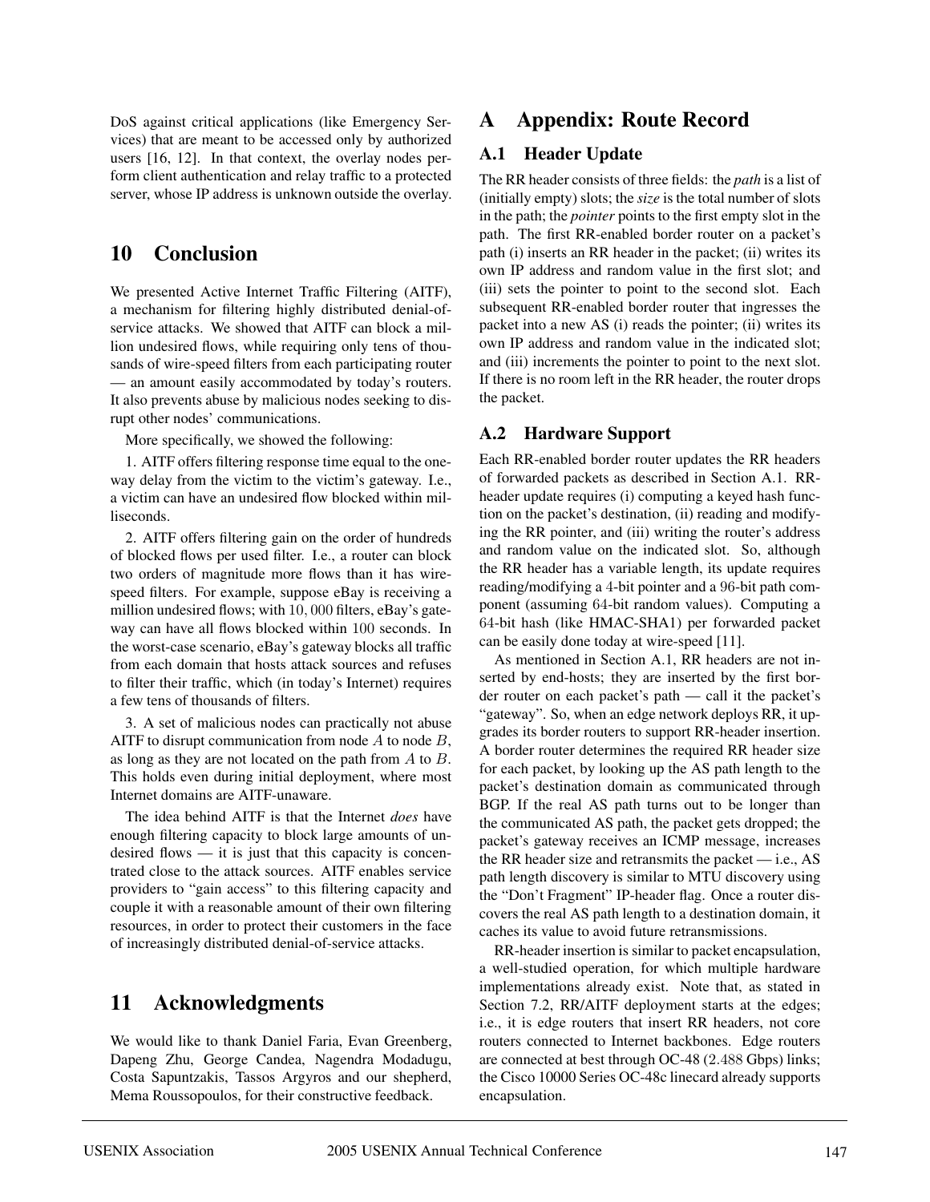DoS against critical applications (like Emergency Services) that are meant to be accessed only by authorized users [16, 12]. In that context, the overlay nodes perform client authentication and relay traffic to a protected server, whose IP address is unknown outside the overlay.

## 10 Conclusion

We presented Active Internet Traffic Filtering (AITF), a mechanism for filtering highly distributed denial-of-service attacks. We showed that AITF can block a million undesired flows, while requiring only tens of thousands of wire-speed filters from each participating router — an amount easily accommodated by today's routers. It also prevents abuse by malicious nodes seeking to disrupt other nodes' communications.

More specifically, we showed the following:

1. AITF offers filtering response time equal to the one-way delay from the victim to the victim's gateway. I.e., a victim can have an undesired flow blocked within milliseconds.

2. AITF offers filtering gain on the order of hundreds of blocked flows per used filter. I.e., a router can block two orders of magnitude more flows than it has wire-speed filters. For example, suppose eBay is receiving a million undesired flows; with $10,000$ filters, eBay's gateway can have all flows blocked within $100$ seconds. In the worst-case scenario, eBay's gateway blocks all traffic from each domain that hosts attack sources and refuses to filter their traffic, which (in today's Internet) requires a few tens of thousands of filters.

3. A set of malicious nodes can practically not abuse AITF to disrupt communication from node $A$ to node $B$, as long as they are not located on the path from $A$ to $B$. This holds even during initial deployment, where most Internet domains are AITF-unaware.

The idea behind AITF is that the Internet *does* have enough filtering capacity to block large amounts of undesired flows — it is just that this capacity is concentrated close to the attack sources. AITF enables service providers to "gain access" to this filtering capacity and couple it with a reasonable amount of their own filtering resources, in order to protect their customers in the face of increasingly distributed denial-of-service attacks.

## 11 Acknowledgments

We would like to thank Daniel Faria, Evan Greenberg, Dapeng Zhu, George Candea, Nagendra Modadugu, Costa Sapuntzakis, Tassos Argyros and our shepherd, Mema Roussopoulos, for their constructive feedback.

# A Appendix: Route Record

## A.1 Header Update

The RR header consists of three fields: the *path* is a list of (initially empty) slots; the *size* is the total number of slots in the path; the *pointer* points to the first empty slot in the path. The first RR-enabled border router on a packet's path (i) inserts an RR header in the packet; (ii) writes its own IP address and random value in the first slot; and (iii) sets the pointer to point to the second slot. Each subsequent RR-enabled border router that ingresses the packet into a new AS (i) reads the pointer; (ii) writes its own IP address and random value in the indicated slot; and (iii) increments the pointer to point to the next slot. If there is no room left in the RR header, the router drops the packet.

## A.2 Hardware Support

Each RR-enabled border router updates the RR headers of forwarded packets as described in Section A.1. RR-header update requires (i) computing a keyed hash function on the packet's destination, (ii) reading and modifying the RR pointer, and (iii) writing the router's address and random value on the indicated slot. So, although the RR header has a variable length, its update requires reading/modifying a $4$-bit pointer and a $96$-bit path component (assuming $64$-bit random values). Computing a $64$-bit hash (like HMAC-SHA1) per forwarded packet can be easily done today at wire-speed [11].

As mentioned in Section A.1, RR headers are not inserted by end-hosts; they are inserted by the first border router on each packet's path — call it the packet's "gateway". So, when an edge network deploys RR, it upgrades its border routers to support RR-header insertion. A border router determines the required RR header size for each packet, by looking up the AS path length to the packet's destination domain as communicated through BGP. If the real AS path turns out to be longer than the communicated AS path, the packet gets dropped; the packet's gateway receives an ICMP message, increases the RR header size and retransmits the packet — i.e., AS path length discovery is similar to MTU discovery using the "Don't Fragment" IP-header flag. Once a router discovers the real AS path length to a destination domain, it caches its value to avoid future retransmissions.

RR-header insertion is similar to packet encapsulation, a well-studied operation, for which multiple hardware implementations already exist. Note that, as stated in Section 7.2, RR/AITF deployment starts at the edges; i.e., it is edge routers that insert RR headers, not core routers connected to Internet backbones. Edge routers are connected at best through OC-48 ($2.488$ Gbps) links; the Cisco 10000 Series OC-48c linecard already supports encapsulation.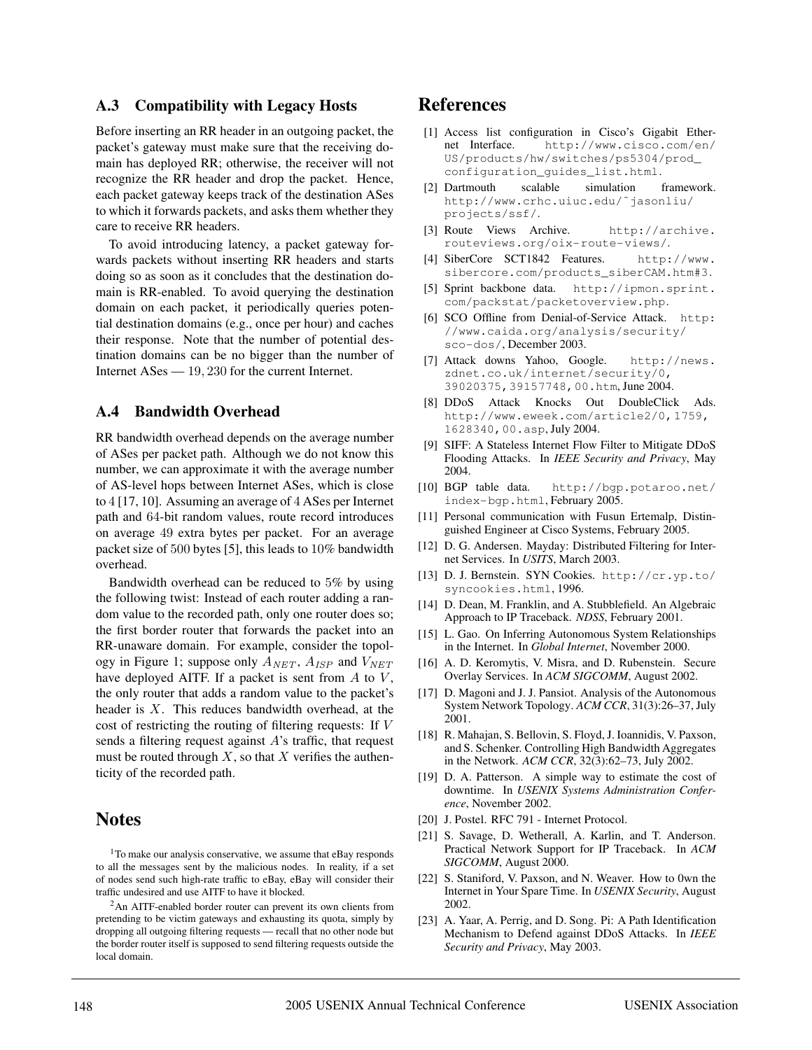### A.3 Compatibility with Legacy Hosts

Before inserting an RR header in an outgoing packet, the packet's gateway must make sure that the receiving domain has deployed RR; otherwise, the receiver will not recognize the RR header and drop the packet. Hence, each packet gateway keeps track of the destination ASes to which it forwards packets, and asks them whether they care to receive RR headers.

To avoid introducing latency, a packet gateway forwards packets without inserting RR headers and starts doing so as soon as it concludes that the destination domain is RR-enabled. To avoid querying the destination domain on each packet, it periodically queries potential destination domains (e.g., once per hour) and caches their response. Note that the number of potential destination domains can be no bigger than the number of Internet ASes — $19,230$ for the current Internet.

### A.4 Bandwidth Overhead

RR bandwidth overhead depends on the average number of ASes per packet path. Although we do not know this number, we can approximate it with the average number of AS-level hops between Internet ASes, which is close to $4$ [17, 10]. Assuming an average of $4$ ASes per Internet path and $64$-bit random values, route record introduces on average $49$ extra bytes per packet. For an average packet size of $500$ bytes [5], this leads to $10\%$ bandwidth overhead.

Bandwidth overhead can be reduced to $5\%$ by using the following twist: Instead of each router adding a random value to the recorded path, only one router does so; the first border router that forwards the packet into an RR-unaware domain. For example, consider the topology in Figure 1; suppose only $A_{NET}$, $A_{ISP}$ and $V_{NET}$ have deployed AITF. If a packet is sent from $A$ to $V$, the only router that adds a random value to the packet's header is $X$. This reduces bandwidth overhead, at the cost of restricting the routing of filtering requests: If $V$ sends a filtering request against $A$'s traffic, that request must be routed through $X$, so that $X$ verifies the authenticity of the recorded path.

## Notes

[1] To make our analysis conservative, we assume that eBay responds to all the messages sent by the malicious nodes. In reality, if a set of nodes send such high-rate traffic to eBay, eBay will consider their traffic undesired and use AITF to have it blocked.

[2] An AITF-enabled border router can prevent its own clients from pretending to be victim gateways and exhausting its quota, simply by dropping all outgoing filtering requests — recall that no other node but the border router itself is supposed to send filtering requests outside the local domain.

## References

[1] Access list configuration in Cisco's Gigabit Ethernet Interface. http://www.cisco.com/en/US/products/hw/switches/ps5304/prod_configuration_guides_list.html.

[2] Dartmouth scalable simulation framework. http://www.crhc.uiuc.edu/~jasonliu/projects/ssf/.

[3] Route Views Archive. http://archive.routeviews.org/oix-route-views/.

[4] SiberCore SCT1842 Features. http://www.sibercore.com/products_siberCAM.htm#3.

[5] Sprint backbone data. http://ipmon.sprint.com/packstat/packetoverview.php.

[6] SCO Offline from Denial-of-Service Attack. http://www.caida.org/analysis/security/sco-dos/, December 2003.

[7] Attack downs Yahoo, Google. http://news.zdnet.co.uk/internet/security/0,39020375,39157748,00.htm, June 2004.

[8] DDoS Attack Knocks Out DoubleClick Ads. http://www.eweek.com/article2/0,1759,1628340,00.asp, July 2004.

[9] SIFF: A Stateless Internet Flow Filter to Mitigate DDoS Flooding Attacks. In *IEEE Security and Privacy*, May 2004.

[10] BGP table data. http://bgp.potaroo.net/index-bgp.html, February 2005.

[11] Personal communication with Fusun Ertemalp, Distinguished Engineer at Cisco Systems, February 2005.

[12] D. G. Andersen. Mayday: Distributed Filtering for Internet Services. In *USITS*, March 2003.

[13] D. J. Bernstein. SYN Cookies. http://cr.yp.to/syncookies.html, 1996.

[14] D. Dean, M. Franklin, and A. Stubblefield. An Algebraic Approach to IP Traceback. *NDSS*, February 2001.

[15] L. Gao. On Inferring Autonomous System Relationships in the Internet. In *Global Internet*, November 2000.

[16] A. D. Keromytis, V. Misra, and D. Rubenstein. Secure Overlay Services. In *ACM SIGCOMM*, August 2002.

[17] D. Magoni and J. J. Pansiot. Analysis of the Autonomous System Network Topology. *ACM CCR*, 31(3):26–37, July 2001.

[18] R. Mahajan, S. Bellovin, S. Floyd, J. Ioannidis, V. Paxson, and S. Schenker. Controlling High Bandwidth Aggregates in the Network. *ACM CCR*, 32(3):62–73, July 2002.

[19] D. A. Patterson. A simple way to estimate the cost of downtime. In *USENIX Systems Administration Conference*, November 2002.

[20] J. Postel. RFC 791 - Internet Protocol.

[21] S. Savage, D. Wetherall, A. Karlin, and T. Anderson. Practical Network Support for IP Traceback. In *ACM SIGCOMM*, August 2000.

[22] S. Staniford, V. Paxson, and N. Weaver. How to 0wn the Internet in Your Spare Time. In *USENIX Security*, August 2002.

[23] A. Yaar, A. Perrig, and D. Song. Pi: A Path Identification Mechanism to Defend against DDoS Attacks. In *IEEE Security and Privacy*, May 2003.